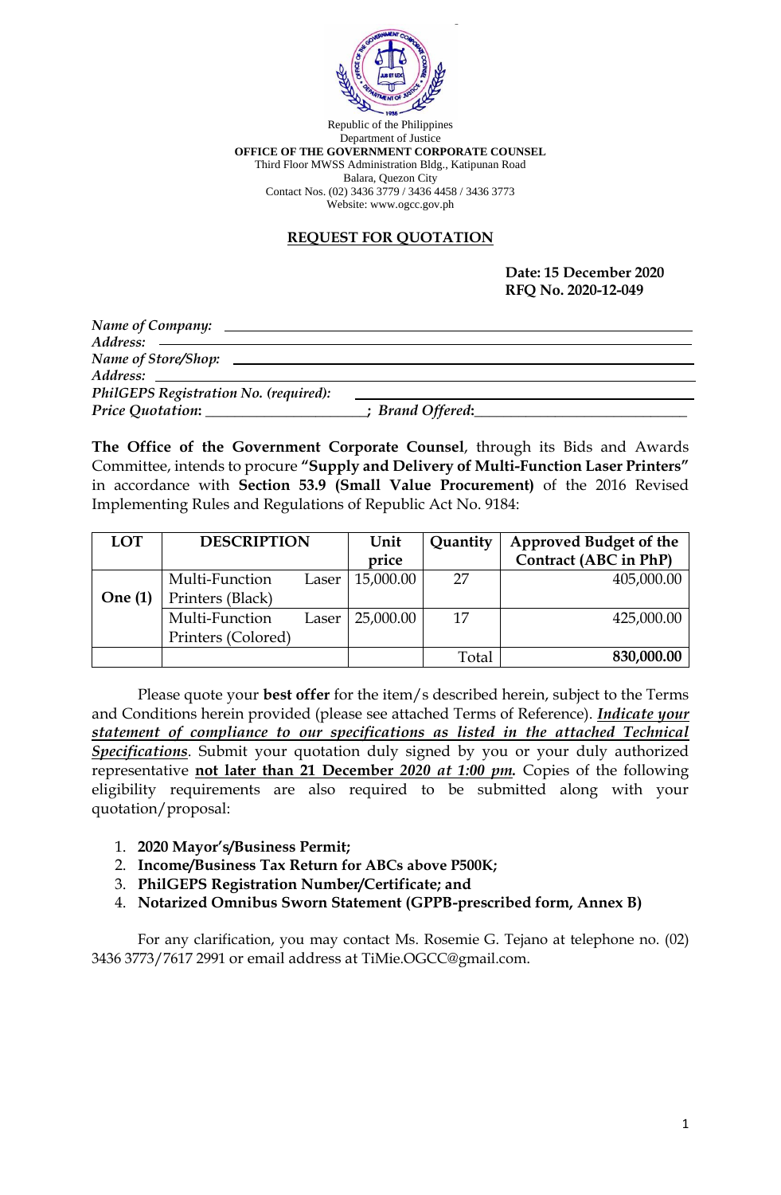Republic of the Philippines
Department of Justice
**OFFICE OF THE GOVERNMENT CORPORATE COUNSEL**
Third Floor MWSS Administration Bldg., Katipunan Road
Balara, Quezon City
Contact Nos. (02) 3436 3779 / 3436 4458 / 3436 3773
Website: www.ogcc.gov.ph

## REQUEST FOR QUOTATION

**Date: 15 December 2020**
**RFQ No. 2020-12-049**

*Name of Company:* ______________________________
*Address:* ______________________________
*Name of Store/Shop:* ______________________________
*Address:* ______________________________
*PhilGEPS Registration No. (required):* ______________________________
*Price Quotation*: ______________________; *Brand Offered*:____________________________

**The Office of the Government Corporate Counsel**, through its Bids and Awards Committee, intends to procure **"Supply and Delivery of Multi-Function Laser Printers"** in accordance with **Section 53.9 (Small Value Procurement)** of the 2016 Revised Implementing Rules and Regulations of Republic Act No. 9184:

| LOT | DESCRIPTION | Unit price | Quantity | Approved Budget of the Contract (ABC in PhP) |
|---|---|---|---|---|
| **One (1)** | Multi-Function Laser Printers (Black) | 15,000.00 | 27 | 405,000.00 |
| | Multi-Function Laser Printers (Colored) | 25,000.00 | 17 | 425,000.00 |
| | | | Total | **830,000.00** |

Please quote your **best offer** for the item/s described herein, subject to the Terms and Conditions herein provided (please see attached Terms of Reference). ***Indicate your statement of compliance to our specifications as listed in the attached Technical Specifications***. Submit your quotation duly signed by you or your duly authorized representative **not later than 21 December *2020 at 1:00 pm*.** Copies of the following eligibility requirements are also required to be submitted along with your quotation/proposal:

1. **2020 Mayor's/Business Permit;**
2. **Income/Business Tax Return for ABCs above P500K;**
3. **PhilGEPS Registration Number/Certificate; and**
4. **Notarized Omnibus Sworn Statement (GPPB-prescribed form, Annex B)**

For any clarification, you may contact Ms. Rosemie G. Tejano at telephone no. (02) 3436 3773/7617 2991 or email address at TiMie.OGCC@gmail.com.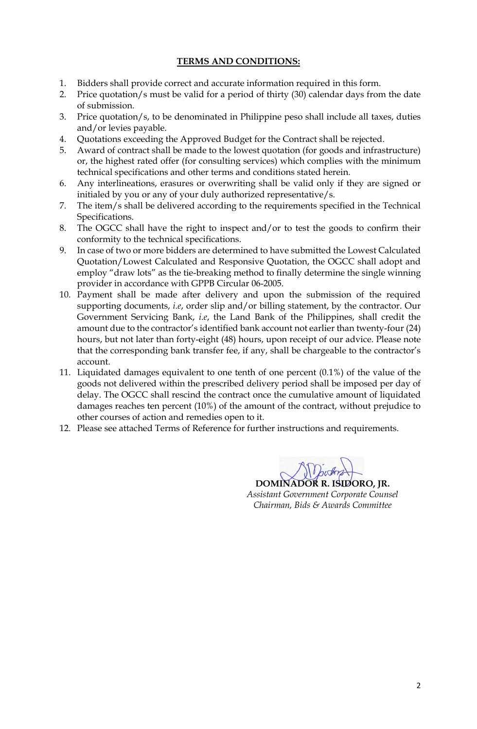**TERMS AND CONDITIONS:**

1. Bidders shall provide correct and accurate information required in this form.
2. Price quotation/s must be valid for a period of thirty (30) calendar days from the date of submission.
3. Price quotation/s, to be denominated in Philippine peso shall include all taxes, duties and/or levies payable.
4. Quotations exceeding the Approved Budget for the Contract shall be rejected.
5. Award of contract shall be made to the lowest quotation (for goods and infrastructure) or, the highest rated offer (for consulting services) which complies with the minimum technical specifications and other terms and conditions stated herein.
6. Any interlineations, erasures or overwriting shall be valid only if they are signed or initialed by you or any of your duly authorized representative/s.
7. The item/s shall be delivered according to the requirements specified in the Technical Specifications.
8. The OGCC shall have the right to inspect and/or to test the goods to confirm their conformity to the technical specifications.
9. In case of two or more bidders are determined to have submitted the Lowest Calculated Quotation/Lowest Calculated and Responsive Quotation, the OGCC shall adopt and employ "draw lots" as the tie-breaking method to finally determine the single winning provider in accordance with GPPB Circular 06-2005.
10. Payment shall be made after delivery and upon the submission of the required supporting documents, *i.e*, order slip and/or billing statement, by the contractor. Our Government Servicing Bank, *i.e*, the Land Bank of the Philippines, shall credit the amount due to the contractor's identified bank account not earlier than twenty-four (24) hours, but not later than forty-eight (48) hours, upon receipt of our advice. Please note that the corresponding bank transfer fee, if any, shall be chargeable to the contractor's account.
11. Liquidated damages equivalent to one tenth of one percent (0.1%) of the value of the goods not delivered within the prescribed delivery period shall be imposed per day of delay. The OGCC shall rescind the contract once the cumulative amount of liquidated damages reaches ten percent (10%) of the amount of the contract, without prejudice to other courses of action and remedies open to it.
12. Please see attached Terms of Reference for further instructions and requirements.

**DOMINADOR R. ISIDORO, JR.**
*Assistant Government Corporate Counsel*
*Chairman, Bids & Awards Committee*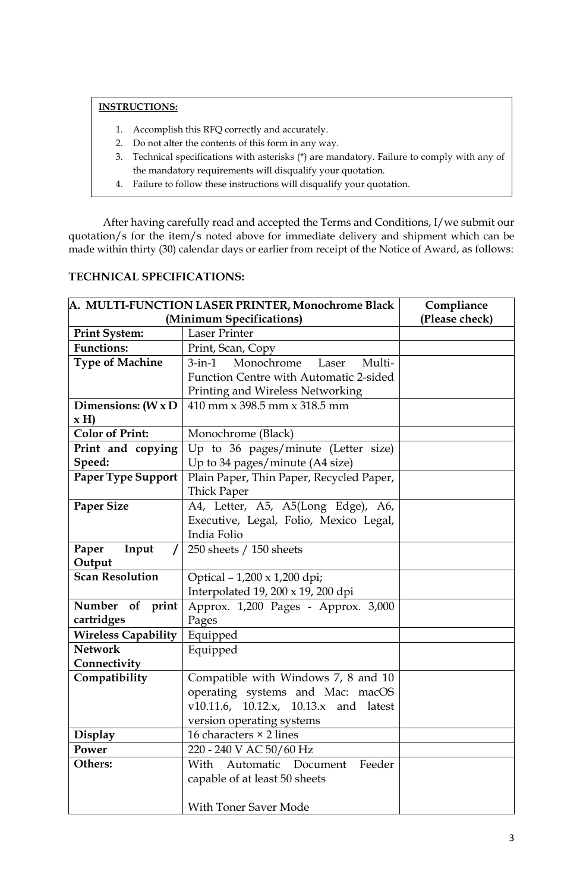**INSTRUCTIONS:**

1. Accomplish this RFQ correctly and accurately.
2. Do not alter the contents of this form in any way.
3. Technical specifications with asterisks (*) are mandatory. Failure to comply with any of the mandatory requirements will disqualify your quotation.
4. Failure to follow these instructions will disqualify your quotation.

After having carefully read and accepted the Terms and Conditions, I/we submit our quotation/s for the item/s noted above for immediate delivery and shipment which can be made within thirty (30) calendar days or earlier from receipt of the Notice of Award, as follows:

**TECHNICAL SPECIFICATIONS:**

| A. MULTI-FUNCTION LASER PRINTER, Monochrome Black (Minimum Specifications) | | Compliance (Please check) |
|---|---|---|
| **Print System:** | Laser Printer | |
| **Functions:** | Print, Scan, Copy | |
| **Type of Machine** | 3-in-1 Monochrome Laser Multi-Function Centre with Automatic 2-sided Printing and Wireless Networking | |
| **Dimensions: (W x D x H)** | 410 mm x 398.5 mm x 318.5 mm | |
| **Color of Print:** | Monochrome (Black) | |
| **Print and copying Speed:** | Up to 36 pages/minute (Letter size) Up to 34 pages/minute (A4 size) | |
| **Paper Type Support** | Plain Paper, Thin Paper, Recycled Paper, Thick Paper | |
| **Paper Size** | A4, Letter, A5, A5(Long Edge), A6, Executive, Legal, Folio, Mexico Legal, India Folio | |
| **Paper Input / Output** | 250 sheets / 150 sheets | |
| **Scan Resolution** | Optical – 1,200 x 1,200 dpi; Interpolated 19, 200 x 19, 200 dpi | |
| **Number of print cartridges** | Approx. 1,200 Pages - Approx. 3,000 Pages | |
| **Wireless Capability** | Equipped | |
| **Network Connectivity** | Equipped | |
| **Compatibility** | Compatible with Windows 7, 8 and 10 operating systems and Mac: macOS v10.11.6, 10.12.x, 10.13.x and latest version operating systems | |
| **Display** | 16 characters × 2 lines | |
| **Power** | 220 - 240 V AC 50/60 Hz | |
| **Others:** | With Automatic Document Feeder capable of at least 50 sheets<br><br>With Toner Saver Mode | |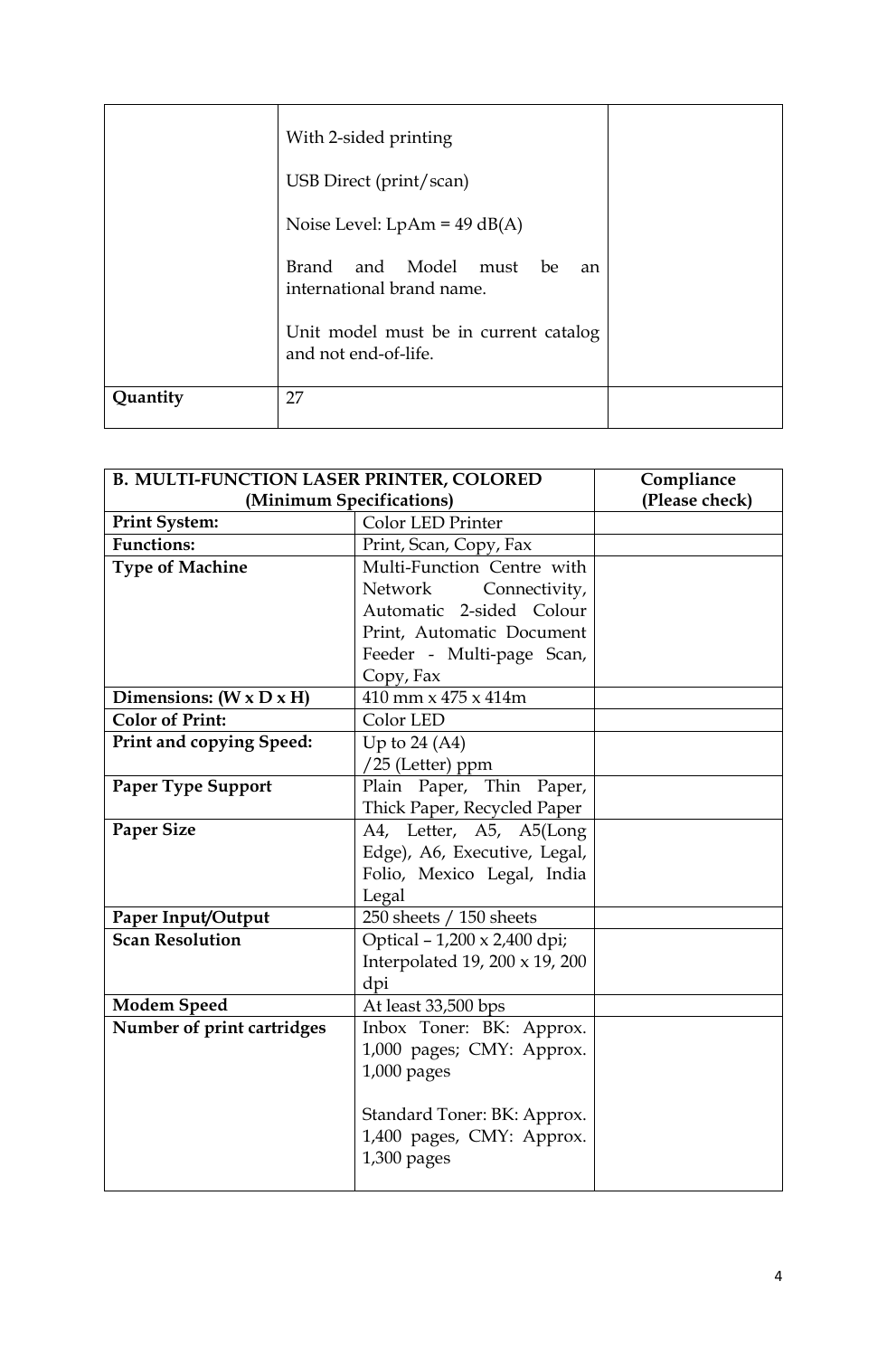| | | |
|---|---|---|
| | With 2-sided printing<br><br>USB Direct (print/scan)<br><br>Noise Level: LpAm = 49 dB(A)<br><br>Brand and Model must be an international brand name.<br><br>Unit model must be in current catalog and not end-of-life. | |
| **Quantity** | 27 | |

| **B. MULTI-FUNCTION LASER PRINTER, COLORED (Minimum Specifications)** | | **Compliance (Please check)** |
|---|---|---|
| **Print System:** | Color LED Printer | |
| **Functions:** | Print, Scan, Copy, Fax | |
| **Type of Machine** | Multi-Function Centre with Network Connectivity, Automatic 2-sided Colour Print, Automatic Document Feeder - Multi-page Scan, Copy, Fax | |
| **Dimensions: (W x D x H)** | 410 mm x 475 x 414m | |
| **Color of Print:** | Color LED | |
| **Print and copying Speed:** | Up to 24 (A4) /25 (Letter) ppm | |
| **Paper Type Support** | Plain Paper, Thin Paper, Thick Paper, Recycled Paper | |
| **Paper Size** | A4, Letter, A5, A5(Long Edge), A6, Executive, Legal, Folio, Mexico Legal, India Legal | |
| **Paper Input/Output** | 250 sheets / 150 sheets | |
| **Scan Resolution** | Optical – 1,200 x 2,400 dpi; Interpolated 19, 200 x 19, 200 dpi | |
| **Modem Speed** | At least 33,500 bps | |
| **Number of print cartridges** | Inbox Toner: BK: Approx. 1,000 pages; CMY: Approx. 1,000 pages<br><br>Standard Toner: BK: Approx. 1,400 pages, CMY: Approx. 1,300 pages | |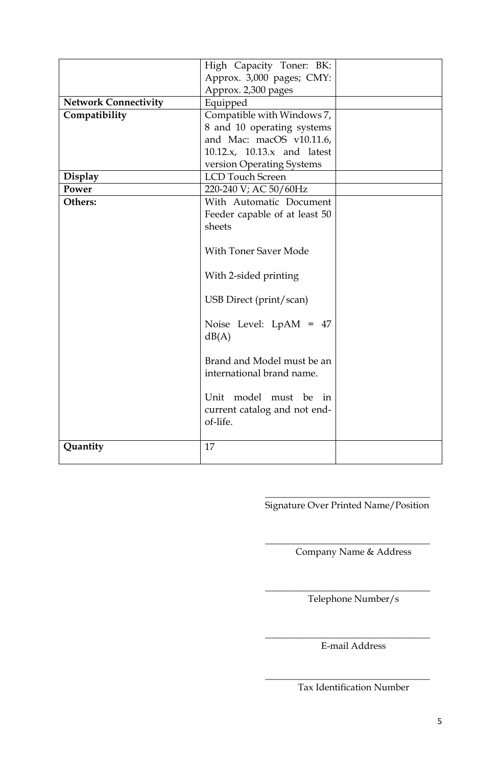| | | |
|---|---|---|
| | High Capacity Toner: BK: Approx. 3,000 pages; CMY: Approx. 2,300 pages | |
| **Network Connectivity** | Equipped | |
| **Compatibility** | Compatible with Windows 7, 8 and 10 operating systems and Mac: macOS v10.11.6, 10.12.x, 10.13.x and latest version Operating Systems | |
| **Display** | LCD Touch Screen | |
| **Power** | 220-240 V; AC 50/60Hz | |
| **Others:** | With Automatic Document Feeder capable of at least 50 sheets<br><br>With Toner Saver Mode<br><br>With 2-sided printing<br><br>USB Direct (print/scan)<br><br>Noise Level: LpAM = 47 dB(A)<br><br>Brand and Model must be an international brand name.<br><br>Unit model must be in current catalog and not end-of-life. | |
| **Quantity** | 17 | |

\_\_\_\_\_\_\_\_\_\_\_\_\_\_\_\_\_\_\_\_\_\_\_\_\_\_\_\_\_\_\_\_\_\_
Signature Over Printed Name/Position

\_\_\_\_\_\_\_\_\_\_\_\_\_\_\_\_\_\_\_\_\_\_\_\_\_\_\_\_\_\_\_\_\_\_
Company Name & Address

\_\_\_\_\_\_\_\_\_\_\_\_\_\_\_\_\_\_\_\_\_\_\_\_\_\_\_\_\_\_\_\_\_\_
Telephone Number/s

\_\_\_\_\_\_\_\_\_\_\_\_\_\_\_\_\_\_\_\_\_\_\_\_\_\_\_\_\_\_\_\_\_\_
E-mail Address

\_\_\_\_\_\_\_\_\_\_\_\_\_\_\_\_\_\_\_\_\_\_\_\_\_\_\_\_\_\_\_\_\_\_
Tax Identification Number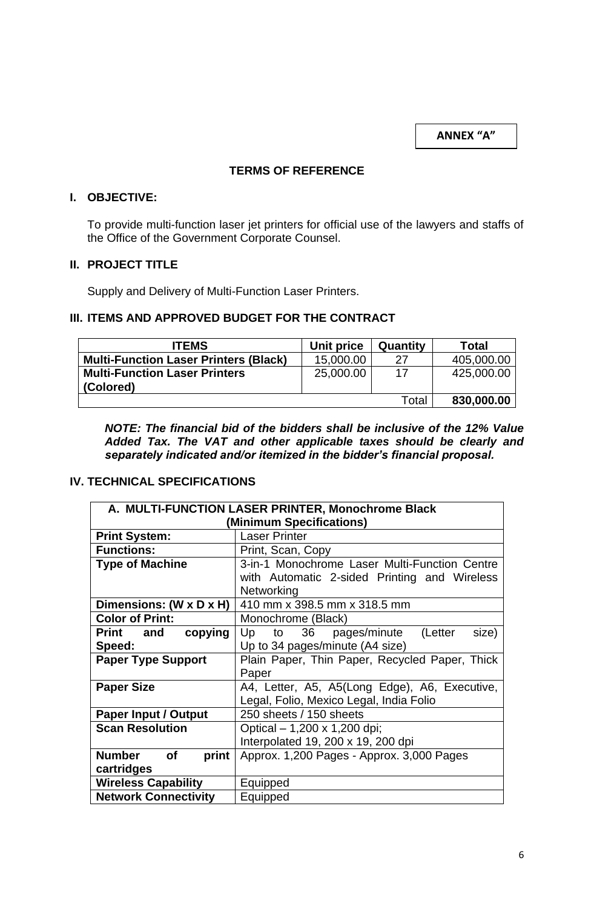**ANNEX "A"**

## TERMS OF REFERENCE

### I. OBJECTIVE:

To provide multi-function laser jet printers for official use of the lawyers and staffs of the Office of the Government Corporate Counsel.

### II. PROJECT TITLE

Supply and Delivery of Multi-Function Laser Printers.

### III. ITEMS AND APPROVED BUDGET FOR THE CONTRACT

| ITEMS | Unit price | Quantity | Total |
|---|---|---|---|
| **Multi-Function Laser Printers (Black)** | 15,000.00 | 27 | 405,000.00 |
| **Multi-Function Laser Printers (Colored)** | 25,000.00 | 17 | 425,000.00 |
| | | Total | **830,000.00** |

***NOTE: The financial bid of the bidders shall be inclusive of the 12% Value Added Tax. The VAT and other applicable taxes should be clearly and separately indicated and/or itemized in the bidder's financial proposal.***

### IV. TECHNICAL SPECIFICATIONS

| **A. MULTI-FUNCTION LASER PRINTER, Monochrome Black (Minimum Specifications)** | |
|---|---|
| **Print System:** | Laser Printer |
| **Functions:** | Print, Scan, Copy |
| **Type of Machine** | 3-in-1 Monochrome Laser Multi-Function Centre with Automatic 2-sided Printing and Wireless Networking |
| **Dimensions: (W x D x H)** | 410 mm x 398.5 mm x 318.5 mm |
| **Color of Print:** | Monochrome (Black) |
| **Print and copying Speed:** | Up to 36 pages/minute (Letter size) Up to 34 pages/minute (A4 size) |
| **Paper Type Support** | Plain Paper, Thin Paper, Recycled Paper, Thick Paper |
| **Paper Size** | A4, Letter, A5, A5(Long Edge), A6, Executive, Legal, Folio, Mexico Legal, India Folio |
| **Paper Input / Output** | 250 sheets / 150 sheets |
| **Scan Resolution** | Optical – 1,200 x 1,200 dpi; Interpolated 19, 200 x 19, 200 dpi |
| **Number of print cartridges** | Approx. 1,200 Pages - Approx. 3,000 Pages |
| **Wireless Capability** | Equipped |
| **Network Connectivity** | Equipped |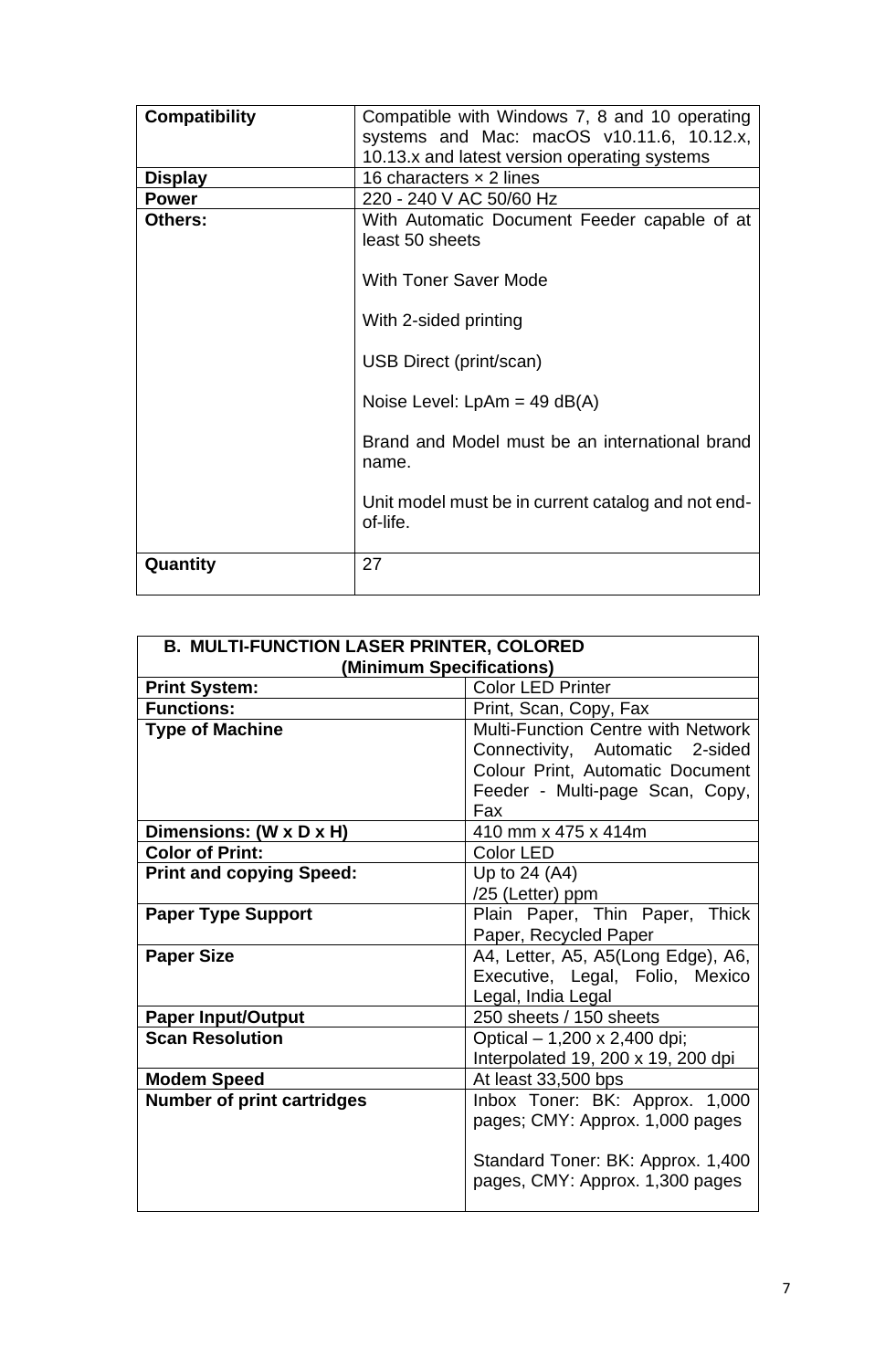| | |
|---|---|
| **Compatibility** | Compatible with Windows 7, 8 and 10 operating systems and Mac: macOS v10.11.6, 10.12.x, 10.13.x and latest version operating systems |
| **Display** | 16 characters × 2 lines |
| **Power** | 220 - 240 V AC 50/60 Hz |
| **Others:** | With Automatic Document Feeder capable of at least 50 sheets<br><br>With Toner Saver Mode<br><br>With 2-sided printing<br><br>USB Direct (print/scan)<br><br>Noise Level: LpAm = 49 dB(A)<br><br>Brand and Model must be an international brand name.<br><br>Unit model must be in current catalog and not end-of-life. |
| **Quantity** | 27 |

| **B. MULTI-FUNCTION LASER PRINTER, COLORED (Minimum Specifications)** | |
|---|---|
| **Print System:** | Color LED Printer |
| **Functions:** | Print, Scan, Copy, Fax |
| **Type of Machine** | Multi-Function Centre with Network Connectivity, Automatic 2-sided Colour Print, Automatic Document Feeder - Multi-page Scan, Copy, Fax |
| **Dimensions: (W x D x H)** | 410 mm x 475 x 414m |
| **Color of Print:** | Color LED |
| **Print and copying Speed:** | Up to 24 (A4) /25 (Letter) ppm |
| **Paper Type Support** | Plain Paper, Thin Paper, Thick Paper, Recycled Paper |
| **Paper Size** | A4, Letter, A5, A5(Long Edge), A6, Executive, Legal, Folio, Mexico Legal, India Legal |
| **Paper Input/Output** | 250 sheets / 150 sheets |
| **Scan Resolution** | Optical – 1,200 x 2,400 dpi; Interpolated 19, 200 x 19, 200 dpi |
| **Modem Speed** | At least 33,500 bps |
| **Number of print cartridges** | Inbox Toner: BK: Approx. 1,000 pages; CMY: Approx. 1,000 pages<br><br>Standard Toner: BK: Approx. 1,400 pages, CMY: Approx. 1,300 pages |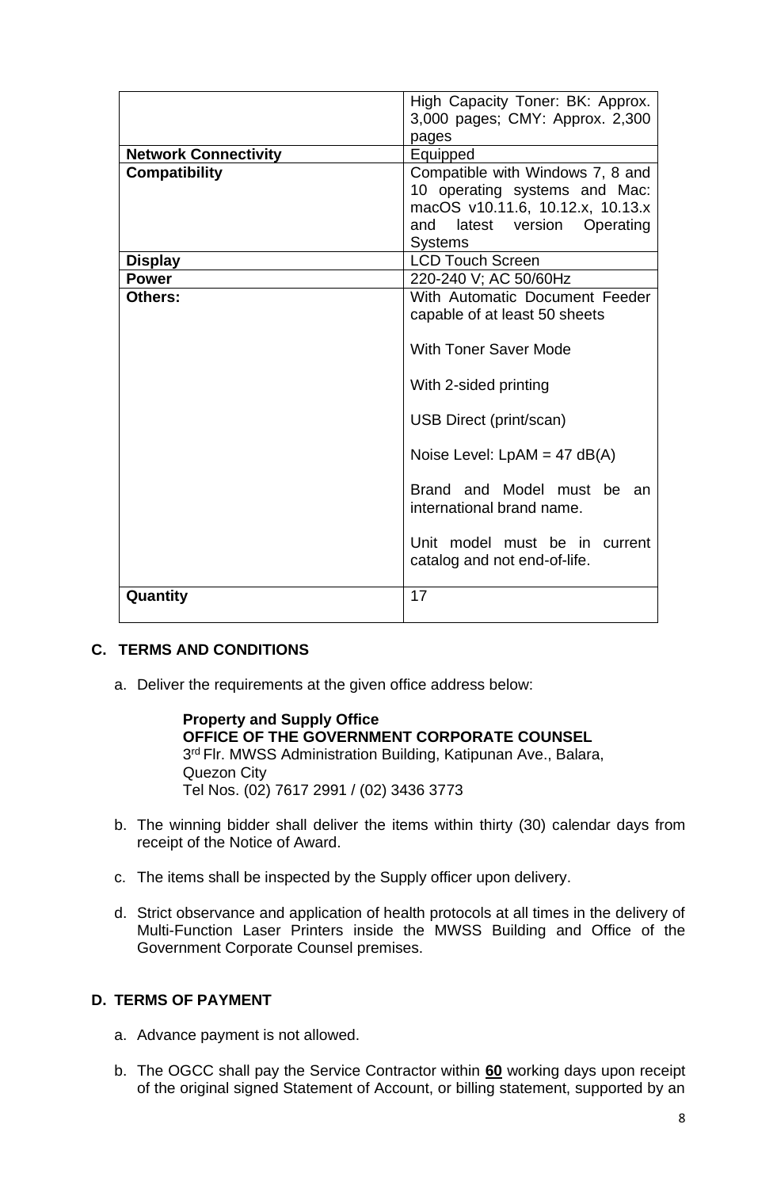| | |
|---|---|
| | High Capacity Toner: BK: Approx. 3,000 pages; CMY: Approx. 2,300 pages |
| **Network Connectivity** | Equipped |
| **Compatibility** | Compatible with Windows 7, 8 and 10 operating systems and Mac: macOS v10.11.6, 10.12.x, 10.13.x and latest version Operating Systems |
| **Display** | LCD Touch Screen |
| **Power** | 220-240 V; AC 50/60Hz |
| **Others:** | With Automatic Document Feeder capable of at least 50 sheets<br><br>With Toner Saver Mode<br><br>With 2-sided printing<br><br>USB Direct (print/scan)<br><br>Noise Level: LpAM = 47 dB(A)<br><br>Brand and Model must be an international brand name.<br><br>Unit model must be in current catalog and not end-of-life. |
| **Quantity** | 17 |

## C. TERMS AND CONDITIONS

a. Deliver the requirements at the given office address below:

> **Property and Supply Office**
> **OFFICE OF THE GOVERNMENT CORPORATE COUNSEL**
> 3rd Flr. MWSS Administration Building, Katipunan Ave., Balara,
> Quezon City
> Tel Nos. (02) 7617 2991 / (02) 3436 3773

b. The winning bidder shall deliver the items within thirty (30) calendar days from receipt of the Notice of Award.

c. The items shall be inspected by the Supply officer upon delivery.

d. Strict observance and application of health protocols at all times in the delivery of Multi-Function Laser Printers inside the MWSS Building and Office of the Government Corporate Counsel premises.

## D. TERMS OF PAYMENT

a. Advance payment is not allowed.

b. The OGCC shall pay the Service Contractor within **60** working days upon receipt of the original signed Statement of Account, or billing statement, supported by an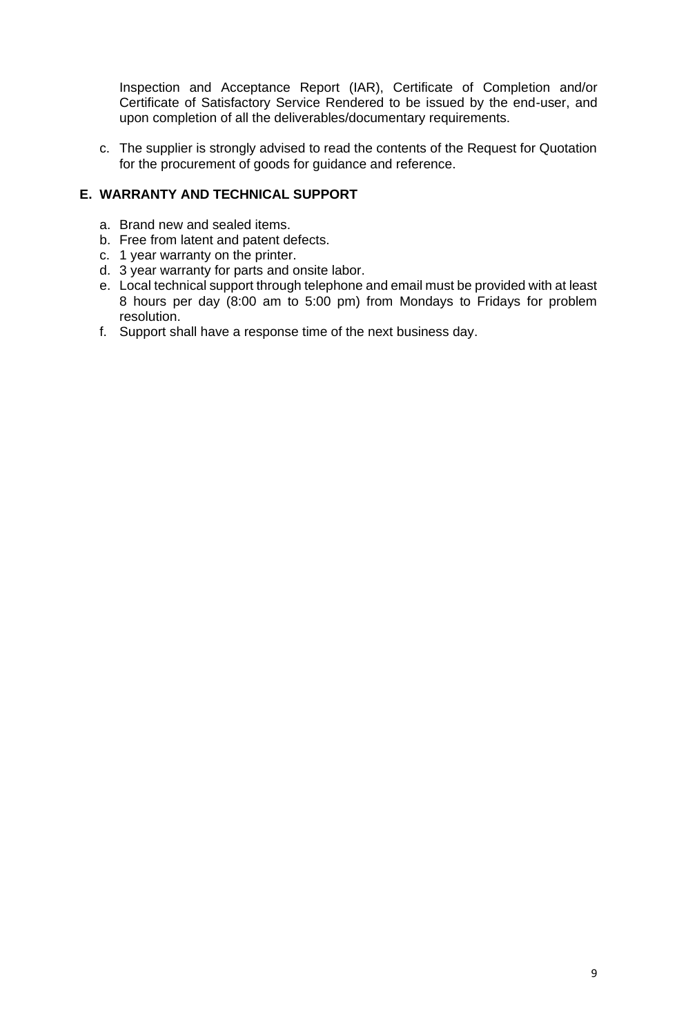Inspection and Acceptance Report (IAR), Certificate of Completion and/or Certificate of Satisfactory Service Rendered to be issued by the end-user, and upon completion of all the deliverables/documentary requirements.

c. The supplier is strongly advised to read the contents of the Request for Quotation for the procurement of goods for guidance and reference.

## E. WARRANTY AND TECHNICAL SUPPORT

a. Brand new and sealed items.
b. Free from latent and patent defects.
c. 1 year warranty on the printer.
d. 3 year warranty for parts and onsite labor.
e. Local technical support through telephone and email must be provided with at least 8 hours per day (8:00 am to 5:00 pm) from Mondays to Fridays for problem resolution.
f. Support shall have a response time of the next business day.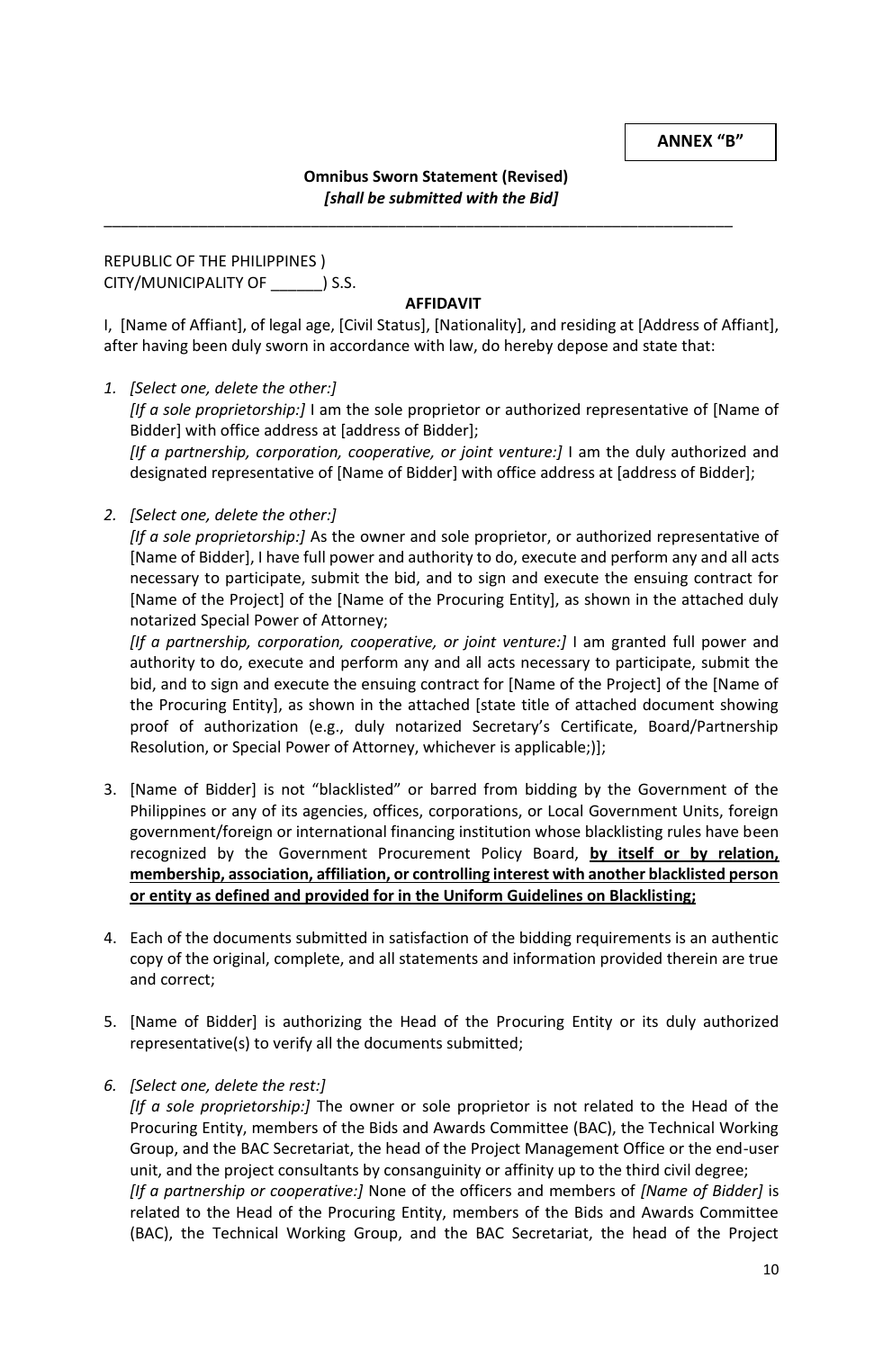**ANNEX "B"**

**Omnibus Sworn Statement (Revised)**
***[shall be submitted with the Bid]***

---

REPUBLIC OF THE PHILIPPINES )
CITY/MUNICIPALITY OF ______) S.S.

**AFFIDAVIT**

I, [Name of Affiant], of legal age, [Civil Status], [Nationality], and residing at [Address of Affiant], after having been duly sworn in accordance with law, do hereby depose and state that:

1. *[Select one, delete the other:]*
   *[If a sole proprietorship:]* I am the sole proprietor or authorized representative of [Name of Bidder] with office address at [address of Bidder];
   *[If a partnership, corporation, cooperative, or joint venture:]* I am the duly authorized and designated representative of [Name of Bidder] with office address at [address of Bidder];

2. *[Select one, delete the other:]*
   *[If a sole proprietorship:]* As the owner and sole proprietor, or authorized representative of [Name of Bidder], I have full power and authority to do, execute and perform any and all acts necessary to participate, submit the bid, and to sign and execute the ensuing contract for [Name of the Project] of the [Name of the Procuring Entity], as shown in the attached duly notarized Special Power of Attorney;
   *[If a partnership, corporation, cooperative, or joint venture:]* I am granted full power and authority to do, execute and perform any and all acts necessary to participate, submit the bid, and to sign and execute the ensuing contract for [Name of the Project] of the [Name of the Procuring Entity], as shown in the attached [state title of attached document showing proof of authorization (e.g., duly notarized Secretary's Certificate, Board/Partnership Resolution, or Special Power of Attorney, whichever is applicable;)];

3. [Name of Bidder] is not "blacklisted" or barred from bidding by the Government of the Philippines or any of its agencies, offices, corporations, or Local Government Units, foreign government/foreign or international financing institution whose blacklisting rules have been recognized by the Government Procurement Policy Board, **<u>by itself or by relation, membership, association, affiliation, or controlling interest with another blacklisted person or entity as defined and provided for in the Uniform Guidelines on Blacklisting;</u>**

4. Each of the documents submitted in satisfaction of the bidding requirements is an authentic copy of the original, complete, and all statements and information provided therein are true and correct;

5. [Name of Bidder] is authorizing the Head of the Procuring Entity or its duly authorized representative(s) to verify all the documents submitted;

6. *[Select one, delete the rest:]*
   *[If a sole proprietorship:]* The owner or sole proprietor is not related to the Head of the Procuring Entity, members of the Bids and Awards Committee (BAC), the Technical Working Group, and the BAC Secretariat, the head of the Project Management Office or the end-user unit, and the project consultants by consanguinity or affinity up to the third civil degree;
   *[If a partnership or cooperative:]* None of the officers and members of *[Name of Bidder]* is related to the Head of the Procuring Entity, members of the Bids and Awards Committee (BAC), the Technical Working Group, and the BAC Secretariat, the head of the Project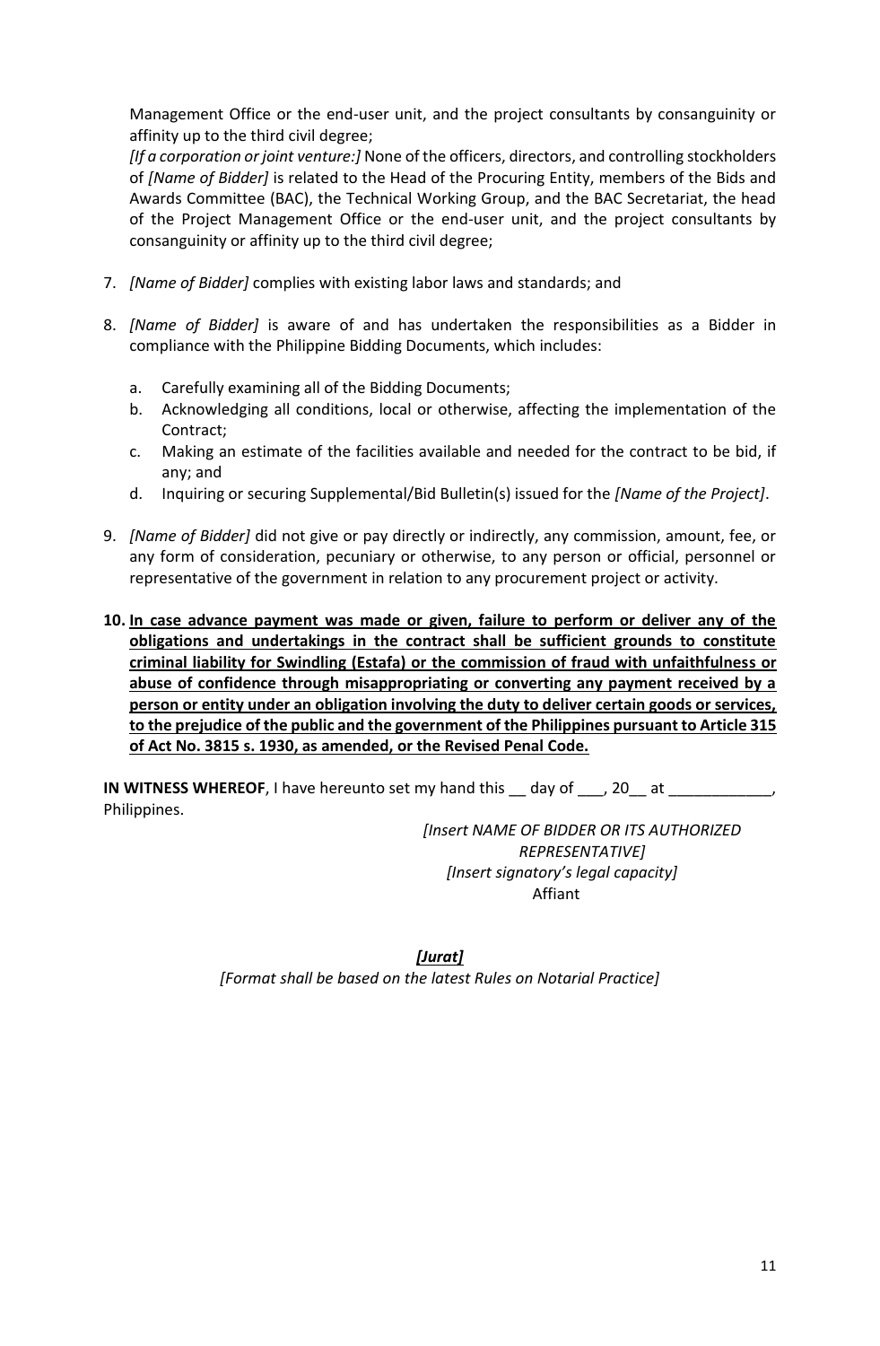Management Office or the end-user unit, and the project consultants by consanguinity or affinity up to the third civil degree;

*[If a corporation or joint venture:]* None of the officers, directors, and controlling stockholders of *[Name of Bidder]* is related to the Head of the Procuring Entity, members of the Bids and Awards Committee (BAC), the Technical Working Group, and the BAC Secretariat, the head of the Project Management Office or the end-user unit, and the project consultants by consanguinity or affinity up to the third civil degree;

7. *[Name of Bidder]* complies with existing labor laws and standards; and

8. *[Name of Bidder]* is aware of and has undertaken the responsibilities as a Bidder in compliance with the Philippine Bidding Documents, which includes:

   a. Carefully examining all of the Bidding Documents;
   b. Acknowledging all conditions, local or otherwise, affecting the implementation of the Contract;
   c. Making an estimate of the facilities available and needed for the contract to be bid, if any; and
   d. Inquiring or securing Supplemental/Bid Bulletin(s) issued for the *[Name of the Project]*.

9. *[Name of Bidder]* did not give or pay directly or indirectly, any commission, amount, fee, or any form of consideration, pecuniary or otherwise, to any person or official, personnel or representative of the government in relation to any procurement project or activity.

10. **<u>In case advance payment was made or given, failure to perform or deliver any of the obligations and undertakings in the contract shall be sufficient grounds to constitute criminal liability for Swindling (Estafa) or the commission of fraud with unfaithfulness or abuse of confidence through misappropriating or converting any payment received by a person or entity under an obligation involving the duty to deliver certain goods or services, to the prejudice of the public and the government of the Philippines pursuant to Article 315 of Act No. 3815 s. 1930, as amended, or the Revised Penal Code.</u>**

**IN WITNESS WHEREOF**, I have hereunto set my hand this __ day of ___, 20__ at ____________, Philippines.

*[Insert NAME OF BIDDER OR ITS AUTHORIZED REPRESENTATIVE]*
*[Insert signatory's legal capacity]*
Affiant

***<u>[Jurat]</u>***
*[Format shall be based on the latest Rules on Notarial Practice]*